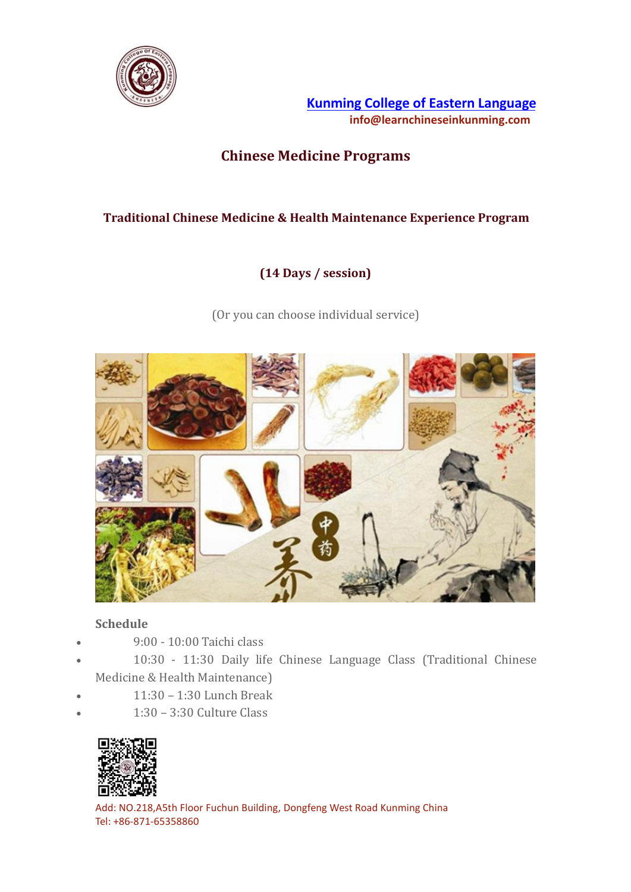**Kunming College of Eastern Language**
**info@learnchineseinkunming.com**

# Chinese Medicine Programs

## Traditional Chinese Medicine & Health Maintenance Experience Program

**(14 Days / session)**

(Or you can choose individual service)

**Schedule**

- 9:00 - 10:00 Taichi class
- 10:30 - 11:30 Daily life Chinese Language Class (Traditional Chinese Medicine & Health Maintenance)
- 11:30 – 1:30 Lunch Break
- 1:30 – 3:30 Culture Class

Add: NO.218,A5th Floor Fuchun Building, Dongfeng West Road Kunming China
Tel: +86-871-65358860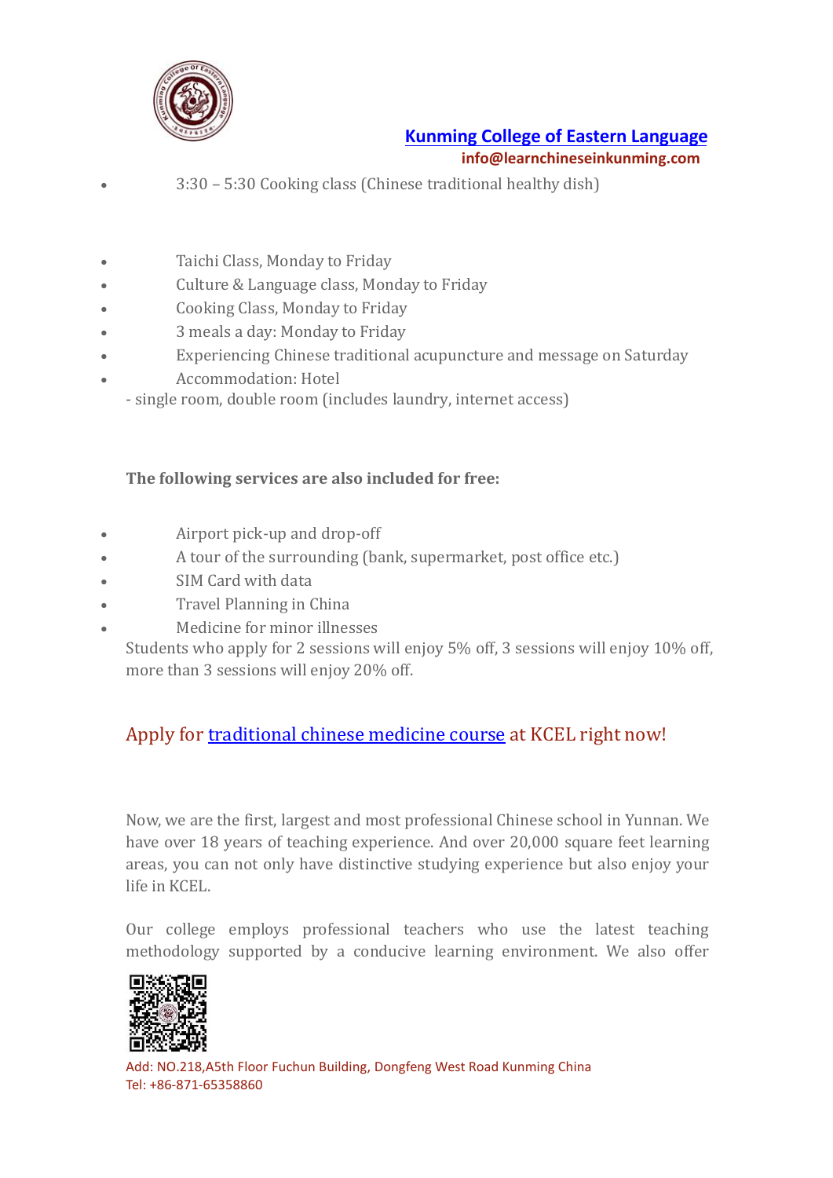- 3:30 – 5:30 Cooking class (Chinese traditional healthy dish)

- Taichi Class, Monday to Friday
- Culture & Language class, Monday to Friday
- Cooking Class, Monday to Friday
- 3 meals a day: Monday to Friday
- Experiencing Chinese traditional acupuncture and message on Saturday
- Accommodation: Hotel

  - single room, double room (includes laundry, internet access)

**The following services are also included for free:**

- Airport pick-up and drop-off
- A tour of the surrounding (bank, supermarket, post office etc.)
- SIM Card with data
- Travel Planning in China
- Medicine for minor illnesses

Students who apply for 2 sessions will enjoy 5% off, 3 sessions will enjoy 10% off, more than 3 sessions will enjoy 20% off.

## Apply for traditional chinese medicine course at KCEL right now!

Now, we are the first, largest and most professional Chinese school in Yunnan. We have over 18 years of teaching experience. And over 20,000 square feet learning areas, you can not only have distinctive studying experience but also enjoy your life in KCEL.

Our college employs professional teachers who use the latest teaching methodology supported by a conducive learning environment. We also offer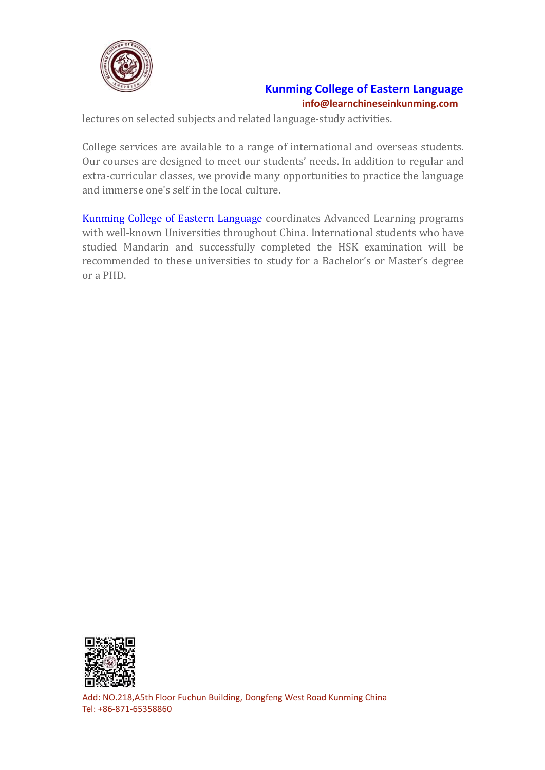lectures on selected subjects and related language-study activities.

College services are available to a range of international and overseas students. Our courses are designed to meet our students' needs. In addition to regular and extra-curricular classes, we provide many opportunities to practice the language and immerse one's self in the local culture.

Kunming College of Eastern Language coordinates Advanced Learning programs with well-known Universities throughout China. International students who have studied Mandarin and successfully completed the HSK examination will be recommended to these universities to study for a Bachelor's or Master's degree or a PHD.